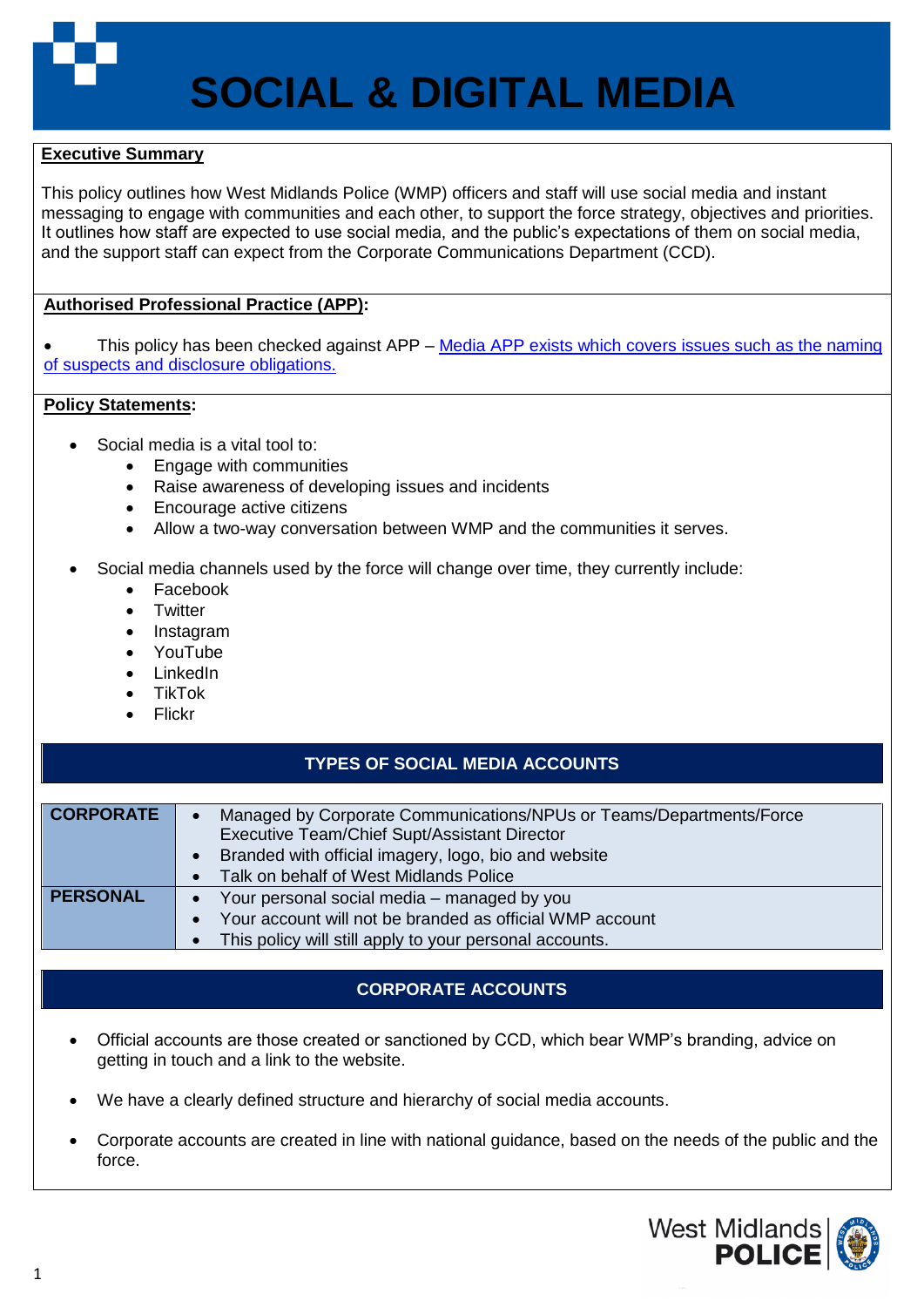# SOCIAL & DIGITAL MEDIA

**Executive Summary**

This policy outlines how West Midlands Police (WMP) officers and staff will use social media and instant messaging to engage with communities and each other, to support the force strategy, objectives and priorities. It outlines how staff are expected to use social media, and the public's expectations of them on social media, and the support staff can expect from the Corporate Communications Department (CCD).

**Authorised Professional Practice (APP):**

- This policy has been checked against APP – [Media APP exists which covers issues such as the naming of suspects and disclosure obligations.]

**Policy Statements:**

- Social media is a vital tool to:
  - Engage with communities
  - Raise awareness of developing issues and incidents
  - Encourage active citizens
  - Allow a two-way conversation between WMP and the communities it serves.

- Social media channels used by the force will change over time, they currently include:
  - Facebook
  - Twitter
  - Instagram
  - YouTube
  - LinkedIn
  - TikTok
  - Flickr

## TYPES OF SOCIAL MEDIA ACCOUNTS

| | |
|---|---|
| **CORPORATE** | • Managed by Corporate Communications/NPUs or Teams/Departments/Force Executive Team/Chief Supt/Assistant Director<br>• Branded with official imagery, logo, bio and website<br>• Talk on behalf of West Midlands Police |
| **PERSONAL** | • Your personal social media – managed by you<br>• Your account will not be branded as official WMP account<br>• This policy will still apply to your personal accounts. |

## CORPORATE ACCOUNTS

- Official accounts are those created or sanctioned by CCD, which bear WMP's branding, advice on getting in touch and a link to the website.

- We have a clearly defined structure and hierarchy of social media accounts.

- Corporate accounts are created in line with national guidance, based on the needs of the public and the force.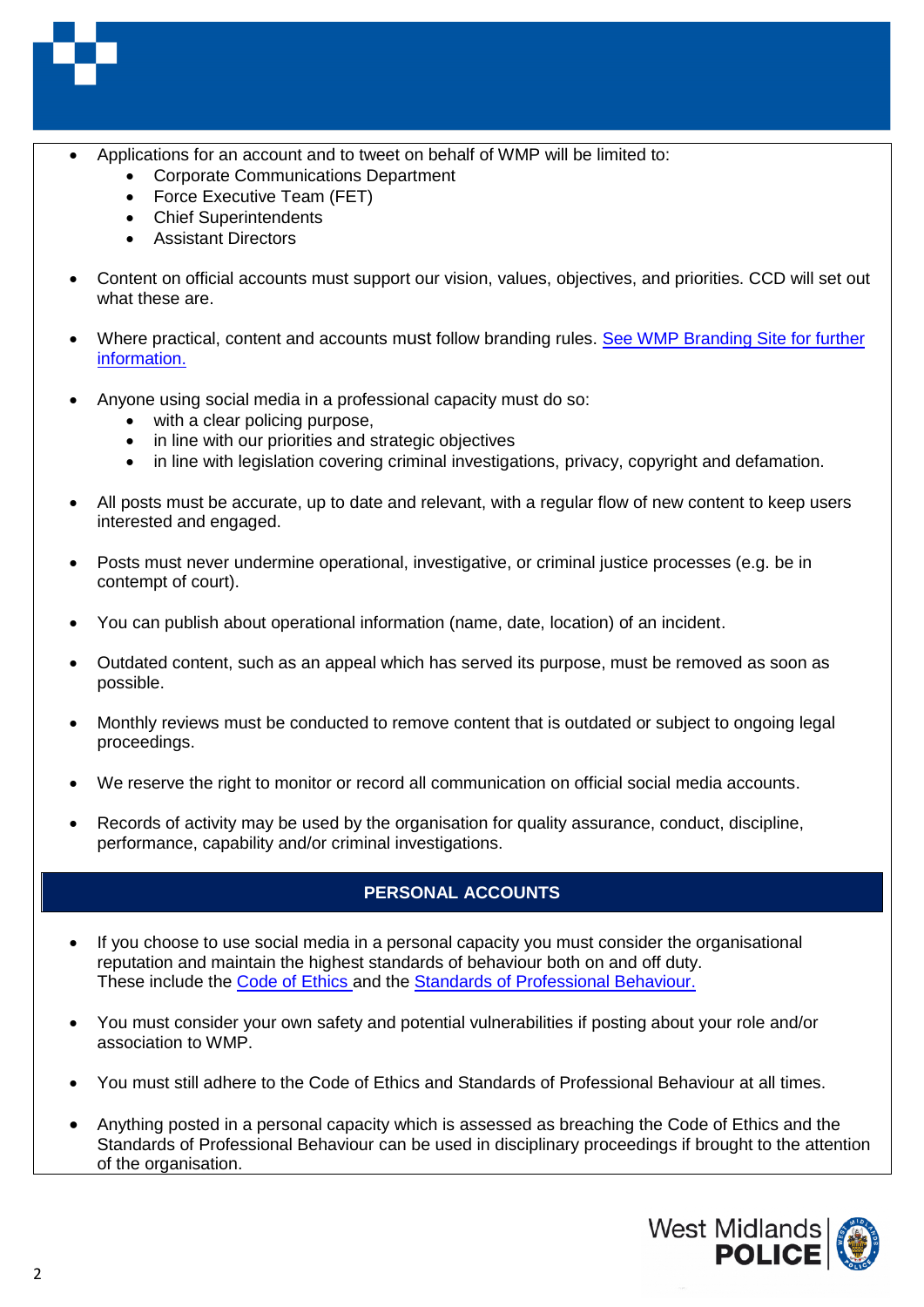- Applications for an account and to tweet on behalf of WMP will be limited to:
  - Corporate Communications Department
  - Force Executive Team (FET)
  - Chief Superintendents
  - Assistant Directors

- Content on official accounts must support our vision, values, objectives, and priorities. CCD will set out what these are.

- Where practical, content and accounts must follow branding rules. [See WMP Branding Site for further information.]()

- Anyone using social media in a professional capacity must do so:
  - with a clear policing purpose,
  - in line with our priorities and strategic objectives
  - in line with legislation covering criminal investigations, privacy, copyright and defamation.

- All posts must be accurate, up to date and relevant, with a regular flow of new content to keep users interested and engaged.

- Posts must never undermine operational, investigative, or criminal justice processes (e.g. be in contempt of court).

- You can publish about operational information (name, date, location) of an incident.

- Outdated content, such as an appeal which has served its purpose, must be removed as soon as possible.

- Monthly reviews must be conducted to remove content that is outdated or subject to ongoing legal proceedings.

- We reserve the right to monitor or record all communication on official social media accounts.

- Records of activity may be used by the organisation for quality assurance, conduct, discipline, performance, capability and/or criminal investigations.

## PERSONAL ACCOUNTS

- If you choose to use social media in a personal capacity you must consider the organisational reputation and maintain the highest standards of behaviour both on and off duty. These include the [Code of Ethics]() and the [Standards of Professional Behaviour.]()

- You must consider your own safety and potential vulnerabilities if posting about your role and/or association to WMP.

- You must still adhere to the Code of Ethics and Standards of Professional Behaviour at all times.

- Anything posted in a personal capacity which is assessed as breaching the Code of Ethics and the Standards of Professional Behaviour can be used in disciplinary proceedings if brought to the attention of the organisation.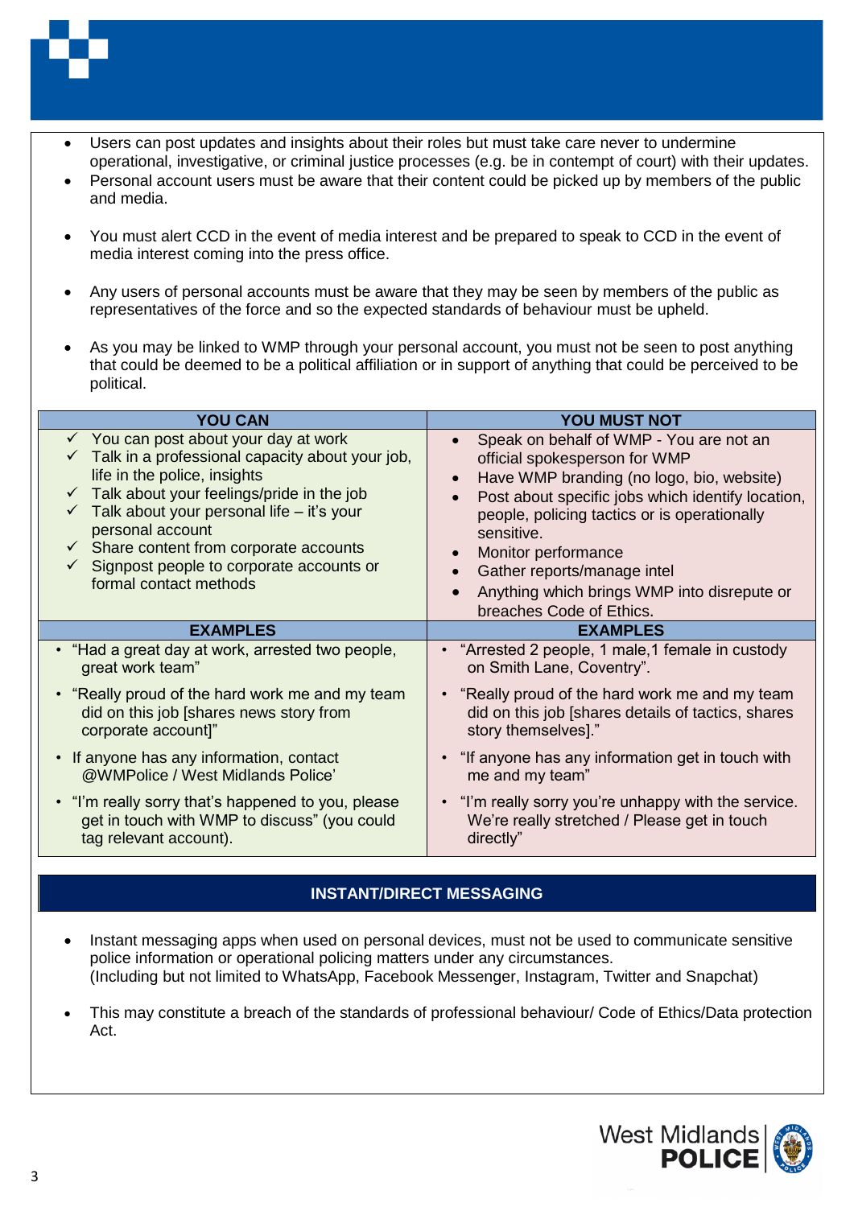- Users can post updates and insights about their roles but must take care never to undermine operational, investigative, or criminal justice processes (e.g. be in contempt of court) with their updates.
- Personal account users must be aware that their content could be picked up by members of the public and media.

- You must alert CCD in the event of media interest and be prepared to speak to CCD in the event of media interest coming into the press office.

- Any users of personal accounts must be aware that they may be seen by members of the public as representatives of the force and so the expected standards of behaviour must be upheld.

- As you may be linked to WMP through your personal account, you must not be seen to post anything that could be deemed to be a political affiliation or in support of anything that could be perceived to be political.

| YOU CAN | YOU MUST NOT |
|---|---|
| ✓ You can post about your day at work<br>✓ Talk in a professional capacity about your job, life in the police, insights<br>✓ Talk about your feelings/pride in the job<br>✓ Talk about your personal life – it's your personal account<br>✓ Share content from corporate accounts<br>✓ Signpost people to corporate accounts or formal contact methods | • Speak on behalf of WMP - You are not an official spokesperson for WMP<br>• Have WMP branding (no logo, bio, website)<br>• Post about specific jobs which identify location, people, policing tactics or is operationally sensitive.<br>• Monitor performance<br>• Gather reports/manage intel<br>• Anything which brings WMP into disrepute or breaches Code of Ethics. |
| **EXAMPLES** | **EXAMPLES** |
| • "Had a great day at work, arrested two people, great work team" | • "Arrested 2 people, 1 male,1 female in custody on Smith Lane, Coventry". |
| • "Really proud of the hard work me and my team did on this job [shares news story from corporate account]" | • "Really proud of the hard work me and my team did on this job [shares details of tactics, shares story themselves]." |
| • If anyone has any information, contact @WMPolice / West Midlands Police' | • "If anyone has any information get in touch with me and my team" |
| • "I'm really sorry that's happened to you, please get in touch with WMP to discuss" (you could tag relevant account). | • "I'm really sorry you're unhappy with the service. We're really stretched / Please get in touch directly" |

## INSTANT/DIRECT MESSAGING

- Instant messaging apps when used on personal devices, must not be used to communicate sensitive police information or operational policing matters under any circumstances.
  (Including but not limited to WhatsApp, Facebook Messenger, Instagram, Twitter and Snapchat)

- This may constitute a breach of the standards of professional behaviour/ Code of Ethics/Data protection Act.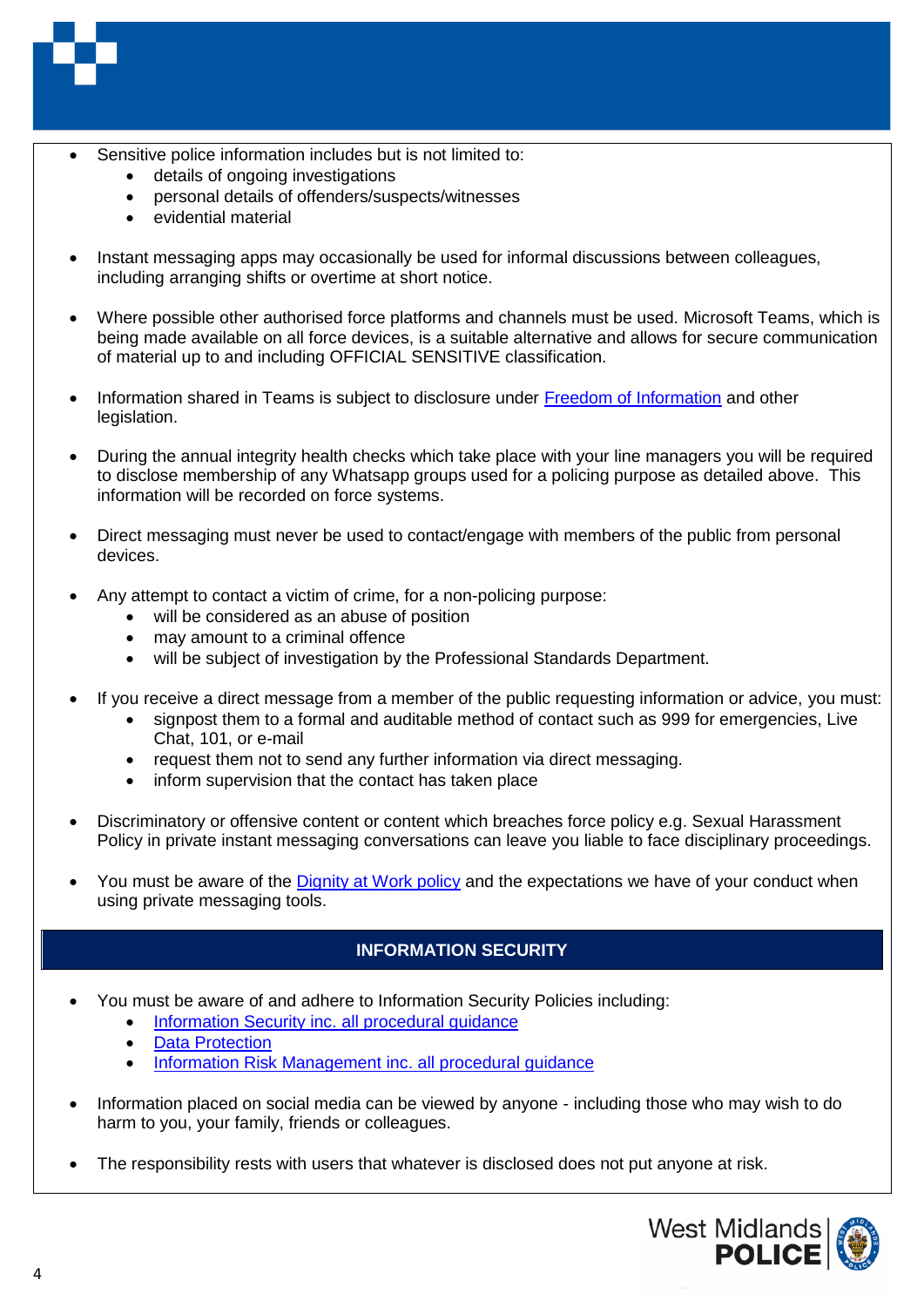- Sensitive police information includes but is not limited to:
  - details of ongoing investigations
  - personal details of offenders/suspects/witnesses
  - evidential material

- Instant messaging apps may occasionally be used for informal discussions between colleagues, including arranging shifts or overtime at short notice.

- Where possible other authorised force platforms and channels must be used. Microsoft Teams, which is being made available on all force devices, is a suitable alternative and allows for secure communication of material up to and including OFFICIAL SENSITIVE classification.

- Information shared in Teams is subject to disclosure under Freedom of Information and other legislation.

- During the annual integrity health checks which take place with your line managers you will be required to disclose membership of any Whatsapp groups used for a policing purpose as detailed above. This information will be recorded on force systems.

- Direct messaging must never be used to contact/engage with members of the public from personal devices.

- Any attempt to contact a victim of crime, for a non-policing purpose:
  - will be considered as an abuse of position
  - may amount to a criminal offence
  - will be subject of investigation by the Professional Standards Department.

- If you receive a direct message from a member of the public requesting information or advice, you must:
  - signpost them to a formal and auditable method of contact such as 999 for emergencies, Live Chat, 101, or e-mail
  - request them not to send any further information via direct messaging.
  - inform supervision that the contact has taken place

- Discriminatory or offensive content or content which breaches force policy e.g. Sexual Harassment Policy in private instant messaging conversations can leave you liable to face disciplinary proceedings.

- You must be aware of the Dignity at Work policy and the expectations we have of your conduct when using private messaging tools.

## INFORMATION SECURITY

- You must be aware of and adhere to Information Security Policies including:
  - Information Security inc. all procedural guidance
  - Data Protection
  - Information Risk Management inc. all procedural guidance

- Information placed on social media can be viewed by anyone - including those who may wish to do harm to you, your family, friends or colleagues.

- The responsibility rests with users that whatever is disclosed does not put anyone at risk.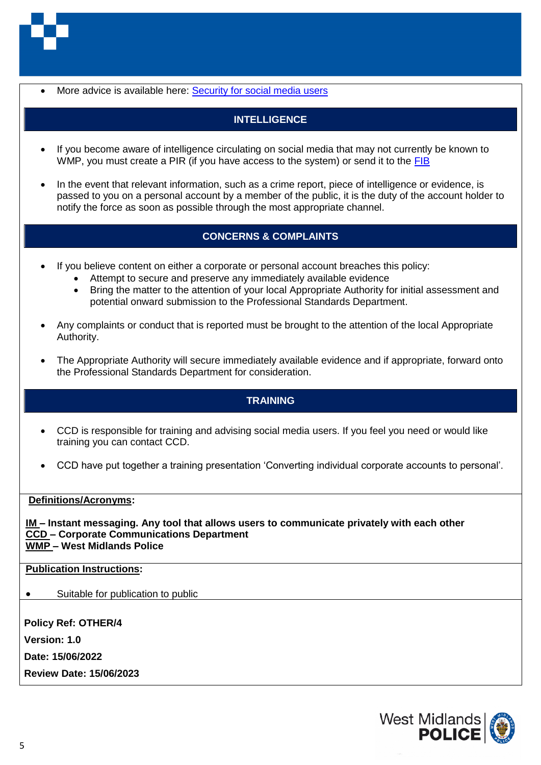- More advice is available here: [Security for social media users]

## INTELLIGENCE

- If you become aware of intelligence circulating on social media that may not currently be known to WMP, you must create a PIR (if you have access to the system) or send it to the [FIB]

- In the event that relevant information, such as a crime report, piece of intelligence or evidence, is passed to you on a personal account by a member of the public, it is the duty of the account holder to notify the force as soon as possible through the most appropriate channel.

## CONCERNS & COMPLAINTS

- If you believe content on either a corporate or personal account breaches this policy:
  - Attempt to secure and preserve any immediately available evidence
  - Bring the matter to the attention of your local Appropriate Authority for initial assessment and potential onward submission to the Professional Standards Department.

- Any complaints or conduct that is reported must be brought to the attention of the local Appropriate Authority.

- The Appropriate Authority will secure immediately available evidence and if appropriate, forward onto the Professional Standards Department for consideration.

## TRAINING

- CCD is responsible for training and advising social media users. If you feel you need or would like training you can contact CCD.

- CCD have put together a training presentation 'Converting individual corporate accounts to personal'.

**Definitions/Acronyms:**

**IM – Instant messaging. Any tool that allows users to communicate privately with each other**
**CCD – Corporate Communications Department**
**WMP – West Midlands Police**

**Publication Instructions:**

- Suitable for publication to public

**Policy Ref: OTHER/4**

**Version: 1.0**

**Date: 15/06/2022**

**Review Date: 15/06/2023**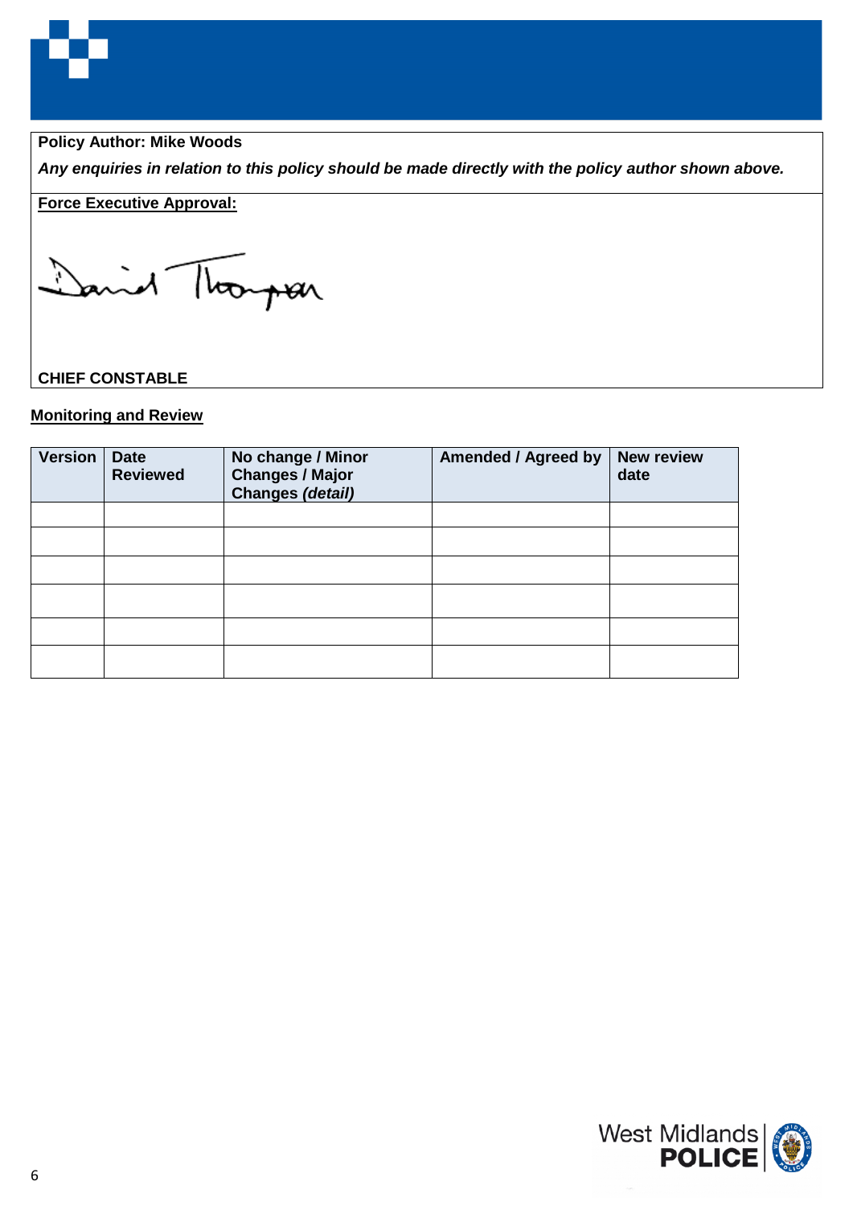**Policy Author: Mike Woods**

***Any enquiries in relation to this policy should be made directly with the policy author shown above.***

**Force Executive Approval:**

David Thompson

**CHIEF CONSTABLE**

**Monitoring and Review**

| Version | Date Reviewed | No change / Minor Changes / Major Changes *(detail)* | Amended / Agreed by | New review date |
|---|---|---|---|---|
| | | | | |
| | | | | |
| | | | | |
| | | | | |
| | | | | |
| | | | | |